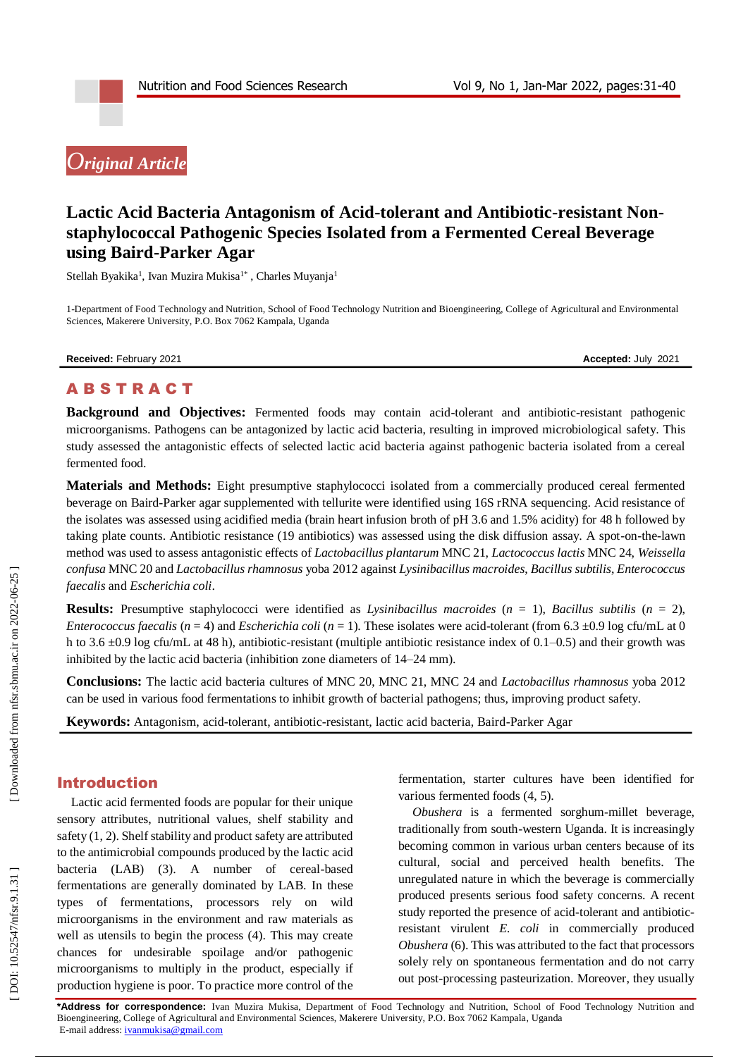*Original Article*

# Lactic Acid Bacteria Antagonism of Acid-tolerant and Antibiotic-resistant Non-staphylococcal Pathogenic Species Isolated from a Fermented Cereal Beverage using Baird-Parker Agar

Stellah Byakika[1], Ivan Muzira Mukisa[1*], Charles Muyanja[1]

1-Department of Food Technology and Nutrition, School of Food Technology Nutrition and Bioengineering, College of Agricultural and Environmental Sciences, Makerere University, P.O. Box 7062 Kampala, Uganda

**Received:** February 2021 **Accepted:** July 2021

## ABSTRACT

**Background and Objectives:** Fermented foods may contain acid-tolerant and antibiotic-resistant pathogenic microorganisms. Pathogens can be antagonized by lactic acid bacteria, resulting in improved microbiological safety. This study assessed the antagonistic effects of selected lactic acid bacteria against pathogenic bacteria isolated from a cereal fermented food.

**Materials and Methods:** Eight presumptive staphylococci isolated from a commercially produced cereal fermented beverage on Baird-Parker agar supplemented with tellurite were identified using 16S rRNA sequencing. Acid resistance of the isolates was assessed using acidified media (brain heart infusion broth of pH 3.6 and 1.5% acidity) for 48 h followed by taking plate counts. Antibiotic resistance (19 antibiotics) was assessed using the disk diffusion assay. A spot-on-the-lawn method was used to assess antagonistic effects of *Lactobacillus plantarum* MNC 21, *Lactococcus lactis* MNC 24, *Weissella confusa* MNC 20 and *Lactobacillus rhamnosus* yoba 2012 against *Lysinibacillus macroides*, *Bacillus subtilis*, *Enterococcus faecalis* and *Escherichia coli*.

**Results:** Presumptive staphylococci were identified as *Lysinibacillus macroides* ($n$ = 1), *Bacillus subtilis* ($n$ = 2), *Enterococcus faecalis* ($n$ = 4) and *Escherichia coli* ($n$ = 1). These isolates were acid-tolerant (from 6.3 ±0.9 log cfu/mL at 0 h to 3.6 ±0.9 log cfu/mL at 48 h), antibiotic-resistant (multiple antibiotic resistance index of 0.1–0.5) and their growth was inhibited by the lactic acid bacteria (inhibition zone diameters of 14–24 mm).

**Conclusions:** The lactic acid bacteria cultures of MNC 20, MNC 21, MNC 24 and *Lactobacillus rhamnosus* yoba 2012 can be used in various food fermentations to inhibit growth of bacterial pathogens; thus, improving product safety.

**Keywords:** Antagonism, acid-tolerant, antibiotic-resistant, lactic acid bacteria, Baird-Parker Agar

## Introduction

Lactic acid fermented foods are popular for their unique sensory attributes, nutritional values, shelf stability and safety (1, 2). Shelf stability and product safety are attributed to the antimicrobial compounds produced by the lactic acid bacteria (LAB) (3). A number of cereal-based fermentations are generally dominated by LAB. In these types of fermentations, processors rely on wild microorganisms in the environment and raw materials as well as utensils to begin the process (4). This may create chances for undesirable spoilage and/or pathogenic microorganisms to multiply in the product, especially if production hygiene is poor. To practice more control of the fermentation, starter cultures have been identified for various fermented foods (4, 5).

*Obushera* is a fermented sorghum-millet beverage, traditionally from south-western Uganda. It is increasingly becoming common in various urban centers because of its cultural, social and perceived health benefits. The unregulated nature in which the beverage is commercially produced presents serious food safety concerns. A recent study reported the presence of acid-tolerant and antibiotic-resistant virulent *E. coli* in commercially produced *Obushera* (6). This was attributed to the fact that processors solely rely on spontaneous fermentation and do not carry out post-processing pasteurization. Moreover, they usually

**\*Address for correspondence:** Ivan Muzira Mukisa, Department of Food Technology and Nutrition, School of Food Technology Nutrition and Bioengineering, College of Agricultural and Environmental Sciences, Makerere University, P.O. Box 7062 Kampala, Uganda
E-mail address: ivanmukisa@gmail.com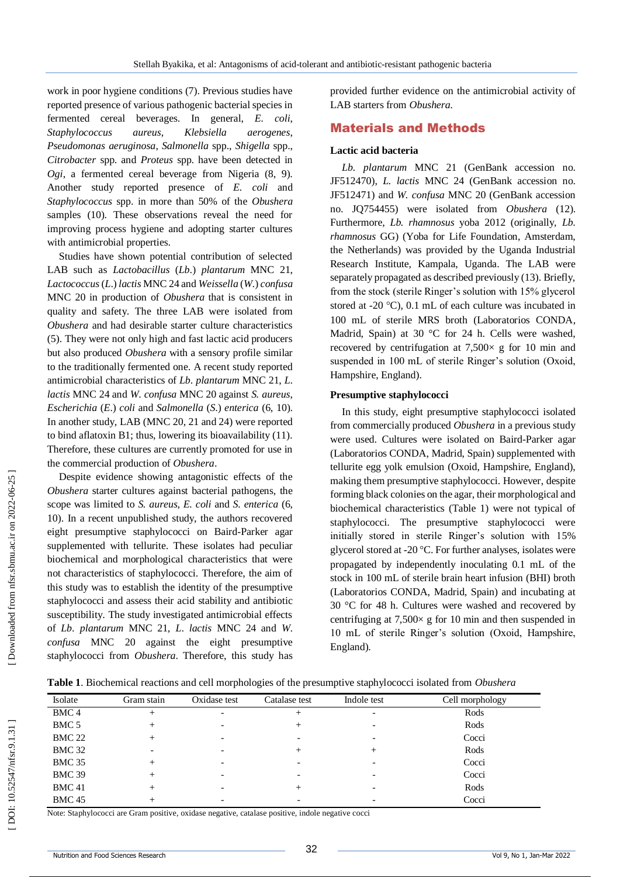work in poor hygiene conditions (7). Previous studies have reported presence of various pathogenic bacterial species in fermented cereal beverages. In general, *E. coli*, *Staphylococcus aureus*, *Klebsiella aerogenes*, *Pseudomonas aeruginosa*, *Salmonella* spp., *Shigella* spp., *Citrobacter* spp. and *Proteus* spp. have been detected in *Ogi*, a fermented cereal beverage from Nigeria (8, 9). Another study reported presence of *E. coli* and *Staphylococcus* spp. in more than 50% of the *Obushera* samples (10). These observations reveal the need for improving process hygiene and adopting starter cultures with antimicrobial properties.

Studies have shown potential contribution of selected LAB such as *Lactobacillus* (*Lb.*) *plantarum* MNC 21, *Lactococcus* (*L.*) *lactis* MNC 24 and *Weissella* (*W.*) *confusa* MNC 20 in production of *Obushera* that is consistent in quality and safety. The three LAB were isolated from *Obushera* and had desirable starter culture characteristics (5). They were not only high and fast lactic acid producers but also produced *Obushera* with a sensory profile similar to the traditionally fermented one. A recent study reported antimicrobial characteristics of *Lb. plantarum* MNC 21, *L. lactis* MNC 24 and *W. confusa* MNC 20 against *S. aureus*, *Escherichia* (*E.*) *coli* and *Salmonella* (*S.*) *enterica* (6, 10). In another study, LAB (MNC 20, 21 and 24) were reported to bind aflatoxin B1; thus, lowering its bioavailability (11). Therefore, these cultures are currently promoted for use in the commercial production of *Obushera*.

Despite evidence showing antagonistic effects of the *Obushera* starter cultures against bacterial pathogens, the scope was limited to *S. aureus*, *E. coli* and *S. enterica* (6, 10). In a recent unpublished study, the authors recovered eight presumptive staphylococci on Baird-Parker agar supplemented with tellurite. These isolates had peculiar biochemical and morphological characteristics that were not characteristics of staphylococci. Therefore, the aim of this study was to establish the identity of the presumptive staphylococci and assess their acid stability and antibiotic susceptibility. The study investigated antimicrobial effects of *Lb. plantarum* MNC 21, *L. lactis* MNC 24 and *W. confusa* MNC 20 against the eight presumptive staphylococci from *Obushera*. Therefore, this study has provided further evidence on the antimicrobial activity of LAB starters from *Obushera*.

## Materials and Methods

### Lactic acid bacteria

*Lb. plantarum* MNC 21 (GenBank accession no. JF512470), *L. lactis* MNC 24 (GenBank accession no. JF512471) and *W. confusa* MNC 20 (GenBank accession no. JQ754455) were isolated from *Obushera* (12). Furthermore, *Lb. rhamnosus* yoba 2012 (originally, *Lb. rhamnosus* GG) (Yoba for Life Foundation, Amsterdam, the Netherlands) was provided by the Uganda Industrial Research Institute, Kampala, Uganda. The LAB were separately propagated as described previously (13). Briefly, from the stock (sterile Ringer's solution with 15% glycerol stored at -20 °C), 0.1 mL of each culture was incubated in 100 mL of sterile MRS broth (Laboratorios CONDA, Madrid, Spain) at 30 °C for 24 h. Cells were washed, recovered by centrifugation at 7,500× g for 10 min and suspended in 100 mL of sterile Ringer's solution (Oxoid, Hampshire, England).

### Presumptive staphylococci

In this study, eight presumptive staphylococci isolated from commercially produced *Obushera* in a previous study were used. Cultures were isolated on Baird-Parker agar (Laboratorios CONDA, Madrid, Spain) supplemented with tellurite egg yolk emulsion (Oxoid, Hampshire, England), making them presumptive staphylococci. However, despite forming black colonies on the agar, their morphological and biochemical characteristics (Table 1) were not typical of staphylococci. The presumptive staphylococci were initially stored in sterile Ringer's solution with 15% glycerol stored at -20 °C. For further analyses, isolates were propagated by independently inoculating 0.1 mL of the stock in 100 mL of sterile brain heart infusion (BHI) broth (Laboratorios CONDA, Madrid, Spain) and incubating at 30 °C for 48 h. Cultures were washed and recovered by centrifuging at 7,500× g for 10 min and then suspended in 10 mL of sterile Ringer's solution (Oxoid, Hampshire, England).

**Table 1**. Biochemical reactions and cell morphologies of the presumptive staphylococci isolated from *Obushera*

| Isolate | Gram stain | Oxidase test | Catalase test | Indole test | Cell morphology |
|---|---|---|---|---|---|
| BMC 4 | + | - | + | - | Rods |
| BMC 5 | + | - | + | - | Rods |
| BMC 22 | + | - | - | - | Cocci |
| BMC 32 | - | - | + | + | Rods |
| BMC 35 | + | - | - | - | Cocci |
| BMC 39 | + | - | - | - | Cocci |
| BMC 41 | + | - | + | - | Rods |
| BMC 45 | + | - | - | - | Cocci |

Note: Staphylococci are Gram positive, oxidase negative, catalase positive, indole negative cocci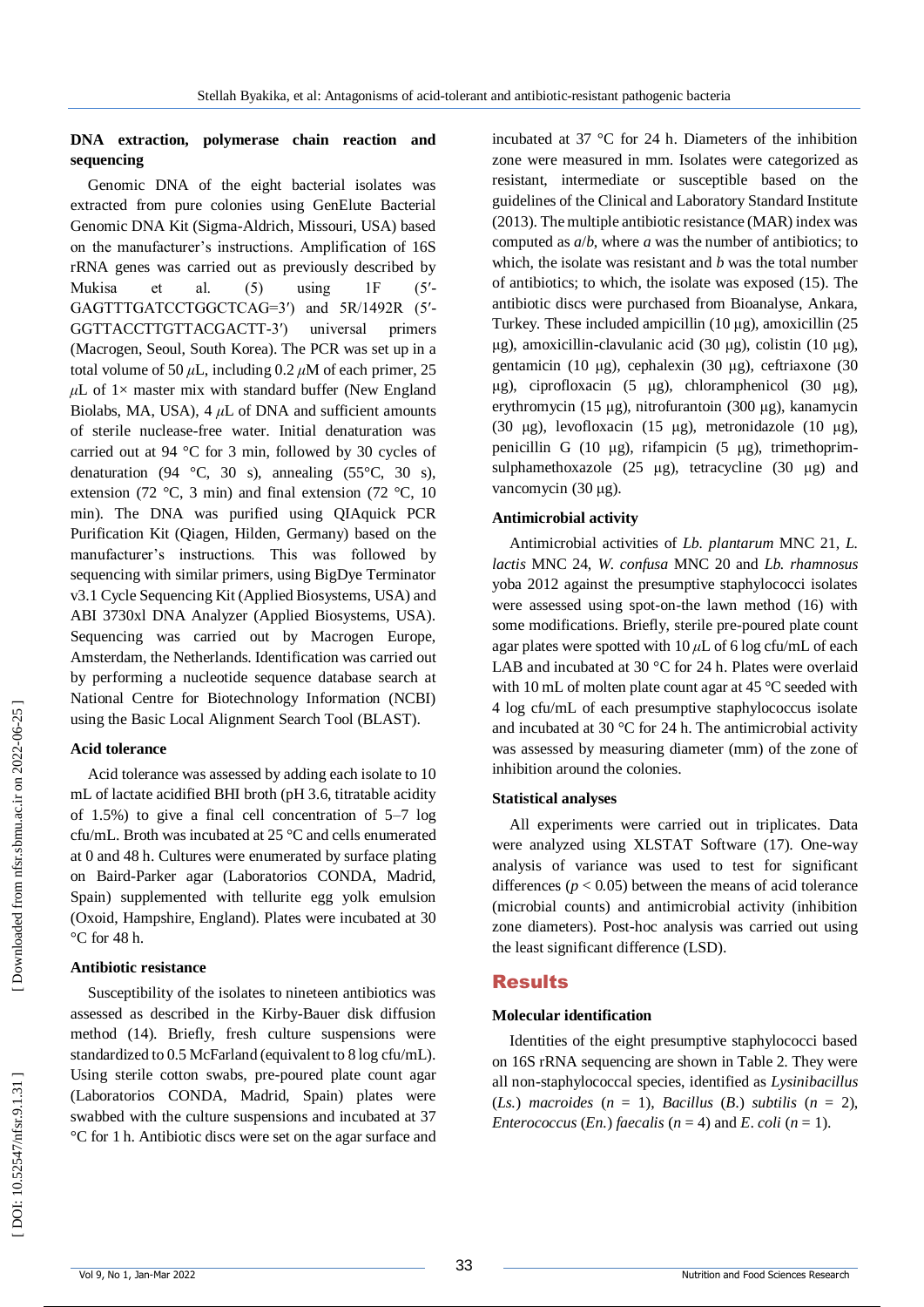### DNA extraction, polymerase chain reaction and sequencing

Genomic DNA of the eight bacterial isolates was extracted from pure colonies using GenElute Bacterial Genomic DNA Kit (Sigma-Aldrich, Missouri, USA) based on the manufacturer's instructions. Amplification of 16S rRNA genes was carried out as previously described by Mukisa et al. (5) using 1F (5′-GAGTTTGATCCTGGCTCAG=3′) and 5R/1492R (5′-GGTTACCTTGTTACGACTT-3′) universal primers (Macrogen, Seoul, South Korea). The PCR was set up in a total volume of 50 $\mu$L, including 0.2 $\mu$M of each primer, 25 $\mu$L of 1× master mix with standard buffer (New England Biolabs, MA, USA), 4 $\mu$L of DNA and sufficient amounts of sterile nuclease-free water. Initial denaturation was carried out at 94 °C for 3 min, followed by 30 cycles of denaturation (94 °C, 30 s), annealing (55°C, 30 s), extension (72 °C, 3 min) and final extension (72 °C, 10 min). The DNA was purified using QIAquick PCR Purification Kit (Qiagen, Hilden, Germany) based on the manufacturer's instructions. This was followed by sequencing with similar primers, using BigDye Terminator v3.1 Cycle Sequencing Kit (Applied Biosystems, USA) and ABI 3730xl DNA Analyzer (Applied Biosystems, USA). Sequencing was carried out by Macrogen Europe, Amsterdam, the Netherlands. Identification was carried out by performing a nucleotide sequence database search at National Centre for Biotechnology Information (NCBI) using the Basic Local Alignment Search Tool (BLAST).

### Acid tolerance

Acid tolerance was assessed by adding each isolate to 10 mL of lactate acidified BHI broth (pH 3.6, titratable acidity of 1.5%) to give a final cell concentration of 5–7 log cfu/mL. Broth was incubated at 25 °C and cells enumerated at 0 and 48 h. Cultures were enumerated by surface plating on Baird-Parker agar (Laboratorios CONDA, Madrid, Spain) supplemented with tellurite egg yolk emulsion (Oxoid, Hampshire, England). Plates were incubated at 30 °C for 48 h.

### Antibiotic resistance

Susceptibility of the isolates to nineteen antibiotics was assessed as described in the Kirby-Bauer disk diffusion method (14). Briefly, fresh culture suspensions were standardized to 0.5 McFarland (equivalent to 8 log cfu/mL). Using sterile cotton swabs, pre-poured plate count agar (Laboratorios CONDA, Madrid, Spain) plates were swabbed with the culture suspensions and incubated at 37 °C for 1 h. Antibiotic discs were set on the agar surface and incubated at 37 °C for 24 h. Diameters of the inhibition zone were measured in mm. Isolates were categorized as resistant, intermediate or susceptible based on the guidelines of the Clinical and Laboratory Standard Institute (2013). The multiple antibiotic resistance (MAR) index was computed as $a/b$, where $a$ was the number of antibiotics; to which, the isolate was resistant and $b$ was the total number of antibiotics; to which, the isolate was exposed (15). The antibiotic discs were purchased from Bioanalyse, Ankara, Turkey. These included ampicillin (10 µg), amoxicillin (25 µg), amoxicillin-clavulanic acid (30 µg), colistin (10 µg), gentamicin (10 µg), cephalexin (30 µg), ceftriaxone (30 µg), ciprofloxacin (5 µg), chloramphenicol (30 µg), erythromycin (15 µg), nitrofurantoin (300 µg), kanamycin (30 µg), levofloxacin (15 µg), metronidazole (10 µg), penicillin G (10 µg), rifampicin (5 µg), trimethoprim-sulphamethoxazole (25 µg), tetracycline (30 µg) and vancomycin (30 µg).

### Antimicrobial activity

Antimicrobial activities of *Lb. plantarum* MNC 21, *L. lactis* MNC 24, *W. confusa* MNC 20 and *Lb. rhamnosus* yoba 2012 against the presumptive staphylococci isolates were assessed using spot-on-the lawn method (16) with some modifications. Briefly, sterile pre-poured plate count agar plates were spotted with 10 $\mu$L of 6 log cfu/mL of each LAB and incubated at 30 °C for 24 h. Plates were overlaid with 10 mL of molten plate count agar at 45 °C seeded with 4 log cfu/mL of each presumptive staphylococcus isolate and incubated at 30 °C for 24 h. The antimicrobial activity was assessed by measuring diameter (mm) of the zone of inhibition around the colonies.

### Statistical analyses

All experiments were carried out in triplicates. Data were analyzed using XLSTAT Software (17). One-way analysis of variance was used to test for significant differences ($p < 0.05$) between the means of acid tolerance (microbial counts) and antimicrobial activity (inhibition zone diameters). Post-hoc analysis was carried out using the least significant difference (LSD).

## Results

### Molecular identification

Identities of the eight presumptive staphylococci based on 16S rRNA sequencing are shown in Table 2. They were all non-staphylococcal species, identified as *Lysinibacillus* (*Ls.*) *macroides* ($n$ = 1), *Bacillus* (*B.*) *subtilis* ($n$ = 2), *Enterococcus* (*En.*) *faecalis* ($n$ = 4) and *E. coli* ($n$ = 1).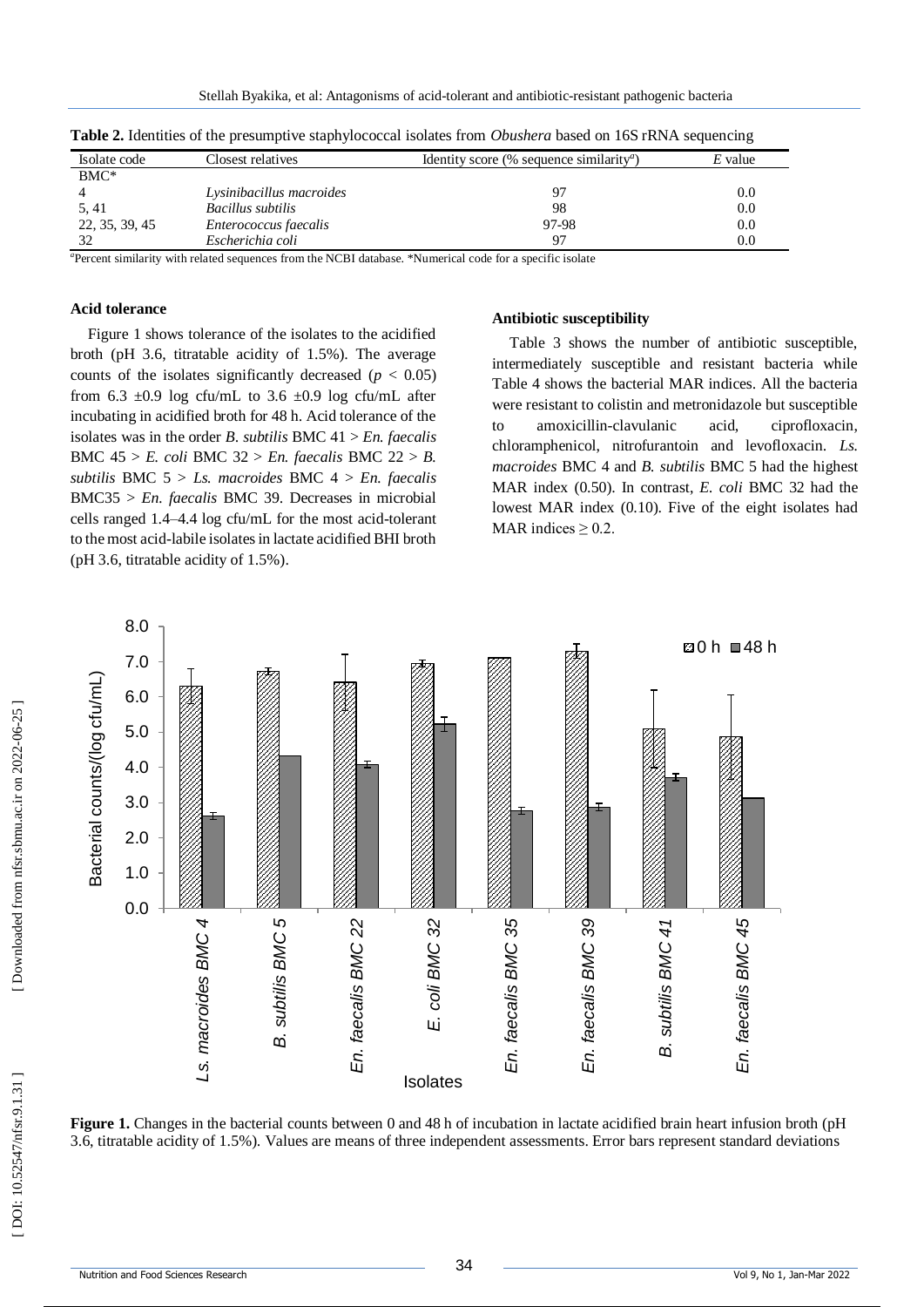**Table 2.** Identities of the presumptive staphylococcal isolates from *Obushera* based on 16S rRNA sequencing

| Isolate code | Closest relatives | Identity score (% sequence similarity[a]) | *E* value |
|---|---|---|---|
| BMC* | | | |
| 4 | *Lysinibacillus macroides* | 97 | 0.0 |
| 5, 41 | *Bacillus subtilis* | 98 | 0.0 |
| 22, 35, 39, 45 | *Enterococcus faecalis* | 97-98 | 0.0 |
| 32 | *Escherichia coli* | 97 | 0.0 |

[a]Percent similarity with related sequences from the NCBI database. *Numerical code for a specific isolate

### Acid tolerance

Figure 1 shows tolerance of the isolates to the acidified broth (pH 3.6, titratable acidity of 1.5%). The average counts of the isolates significantly decreased ($p < 0.05$) from 6.3 ±0.9 log cfu/mL to 3.6 ±0.9 log cfu/mL after incubating in acidified broth for 48 h. Acid tolerance of the isolates was in the order *B. subtilis* BMC 41 > *En. faecalis* BMC 45 > *E. coli* BMC 32 > *En. faecalis* BMC 22 > *B. subtilis* BMC 5 > *Ls. macroides* BMC 4 > *En. faecalis* BMC35 > *En. faecalis* BMC 39. Decreases in microbial cells ranged 1.4–4.4 log cfu/mL for the most acid-tolerant to the most acid-labile isolates in lactate acidified BHI broth (pH 3.6, titratable acidity of 1.5%).

### Antibiotic susceptibility

Table 3 shows the number of antibiotic susceptible, intermediately susceptible and resistant bacteria while Table 4 shows the bacterial MAR indices. All the bacteria were resistant to colistin and metronidazole but susceptible to amoxicillin-clavulanic acid, ciprofloxacin, chloramphenicol, nitrofurantoin and levofloxacin. *Ls. macroides* BMC 4 and *B. subtilis* BMC 5 had the highest MAR index (0.50). In contrast, *E. coli* BMC 32 had the lowest MAR index (0.10). Five of the eight isolates had MAR indices ≥ 0.2.

**Figure 1.** Changes in the bacterial counts between 0 and 48 h of incubation in lactate acidified brain heart infusion broth (pH 3.6, titratable acidity of 1.5%). Values are means of three independent assessments. Error bars represent standard deviations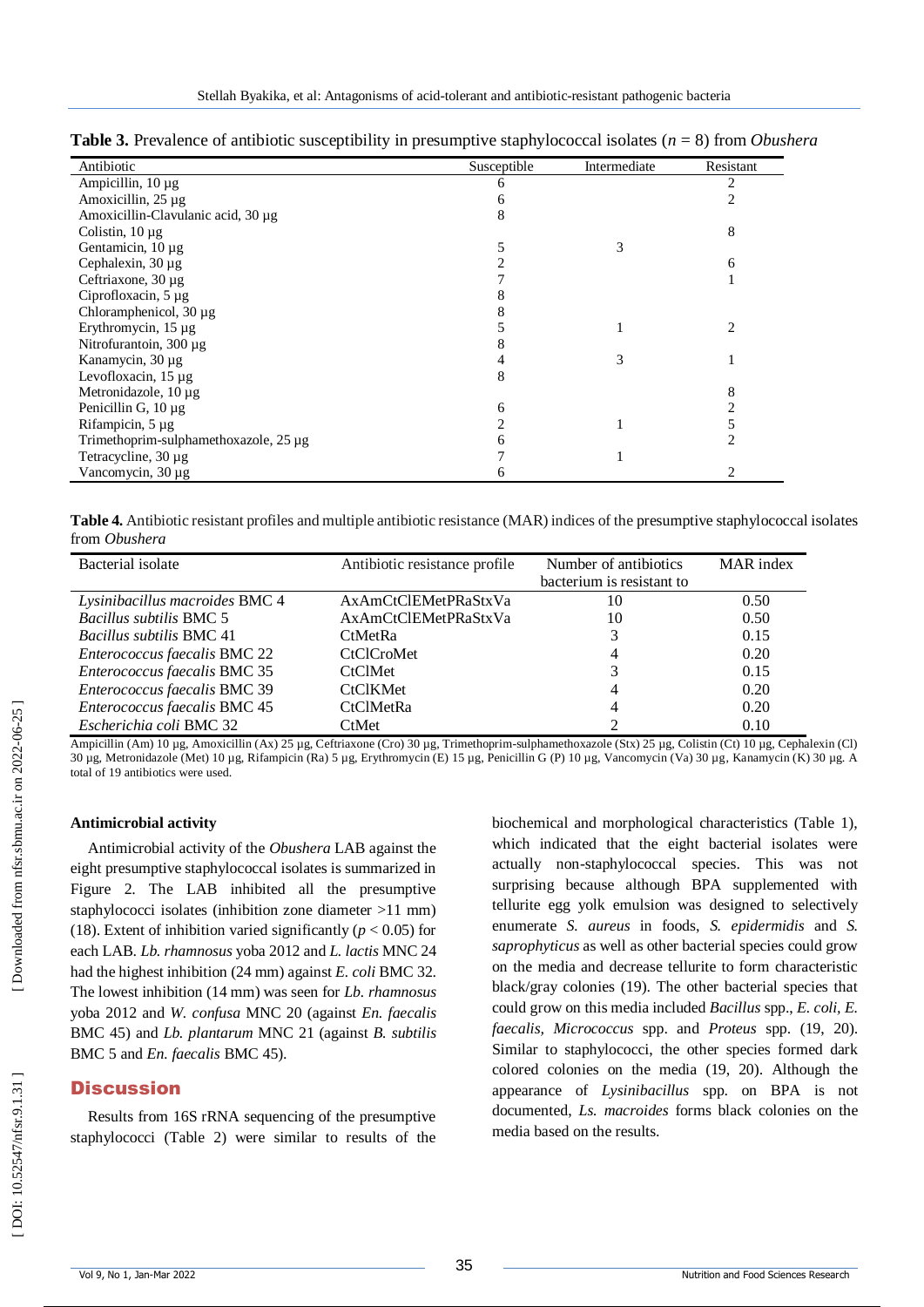**Table 3.** Prevalence of antibiotic susceptibility in presumptive staphylococcal isolates ($n$ = 8) from *Obushera*

| Antibiotic | Susceptible | Intermediate | Resistant |
|---|---|---|---|
| Ampicillin, 10 µg | 6 | | 2 |
| Amoxicillin, 25 µg | 6 | | 2 |
| Amoxicillin-Clavulanic acid, 30 µg | 8 | | |
| Colistin, 10 µg | | | 8 |
| Gentamicin, 10 µg | 5 | 3 | |
| Cephalexin, 30 µg | 2 | | 6 |
| Ceftriaxone, 30 µg | 7 | | 1 |
| Ciprofloxacin, 5 µg | 8 | | |
| Chloramphenicol, 30 µg | 8 | | |
| Erythromycin, 15 µg | 5 | 1 | 2 |
| Nitrofurantoin, 300 µg | 8 | | |
| Kanamycin, 30 µg | 4 | 3 | 1 |
| Levofloxacin, 15 µg | 8 | | |
| Metronidazole, 10 µg | | | 8 |
| Penicillin G, 10 µg | 6 | | 2 |
| Rifampicin, 5 µg | 2 | 1 | 5 |
| Trimethoprim-sulphamethoxazole, 25 µg | 6 | | 2 |
| Tetracycline, 30 µg | 7 | 1 | |
| Vancomycin, 30 µg | 6 | | 2 |

**Table 4.** Antibiotic resistant profiles and multiple antibiotic resistance (MAR) indices of the presumptive staphylococcal isolates from *Obushera*

| Bacterial isolate | Antibiotic resistance profile | Number of antibiotics bacterium is resistant to | MAR index |
|---|---|---|---|
| *Lysinibacillus macroides* BMC 4 | AxAmCtClEMetPRaStxVa | 10 | 0.50 |
| *Bacillus subtilis* BMC 5 | AxAmCtClEMetPRaStxVa | 10 | 0.50 |
| *Bacillus subtilis* BMC 41 | CtMetRa | 3 | 0.15 |
| *Enterococcus faecalis* BMC 22 | CtClCroMet | 4 | 0.20 |
| *Enterococcus faecalis* BMC 35 | CtClMet | 3 | 0.15 |
| *Enterococcus faecalis* BMC 39 | CtClKMet | 4 | 0.20 |
| *Enterococcus faecalis* BMC 45 | CtClMetRa | 4 | 0.20 |
| *Escherichia coli* BMC 32 | CtMet | 2 | 0.10 |

Ampicillin (Am) 10 µg, Amoxicillin (Ax) 25 µg, Ceftriaxone (Cro) 30 µg, Trimethoprim-sulphamethoxazole (Stx) 25 µg, Colistin (Ct) 10 µg, Cephalexin (Cl) 30 µg, Metronidazole (Met) 10 µg, Rifampicin (Ra) 5 µg, Erythromycin (E) 15 µg, Penicillin G (P) 10 µg, Vancomycin (Va) 30 µg, Kanamycin (K) 30 µg. A total of 19 antibiotics were used.

#### Antimicrobial activity

Antimicrobial activity of the *Obushera* LAB against the eight presumptive staphylococcal isolates is summarized in Figure 2. The LAB inhibited all the presumptive staphylococci isolates (inhibition zone diameter >11 mm) (18). Extent of inhibition varied significantly ($p < 0.05$) for each LAB. *Lb. rhamnosus* yoba 2012 and *L. lactis* MNC 24 had the highest inhibition (24 mm) against *E. coli* BMC 32. The lowest inhibition (14 mm) was seen for *Lb. rhamnosus* yoba 2012 and *W. confusa* MNC 20 (against *En. faecalis* BMC 45) and *Lb. plantarum* MNC 21 (against *B. subtilis* BMC 5 and *En. faecalis* BMC 45).

## Discussion

Results from 16S rRNA sequencing of the presumptive staphylococci (Table 2) were similar to results of the biochemical and morphological characteristics (Table 1), which indicated that the eight bacterial isolates were actually non-staphylococcal species. This was not surprising because although BPA supplemented with tellurite egg yolk emulsion was designed to selectively enumerate *S. aureus* in foods, *S. epidermidis* and *S. saprophyticus* as well as other bacterial species could grow on the media and decrease tellurite to form characteristic black/gray colonies (19). The other bacterial species that could grow on this media included *Bacillus* spp., *E. coli*, *E. faecalis*, *Micrococcus* spp. and *Proteus* spp. (19, 20). Similar to staphylococci, the other species formed dark colored colonies on the media (19, 20). Although the appearance of *Lysinibacillus* spp. on BPA is not documented, *Ls. macroides* forms black colonies on the media based on the results.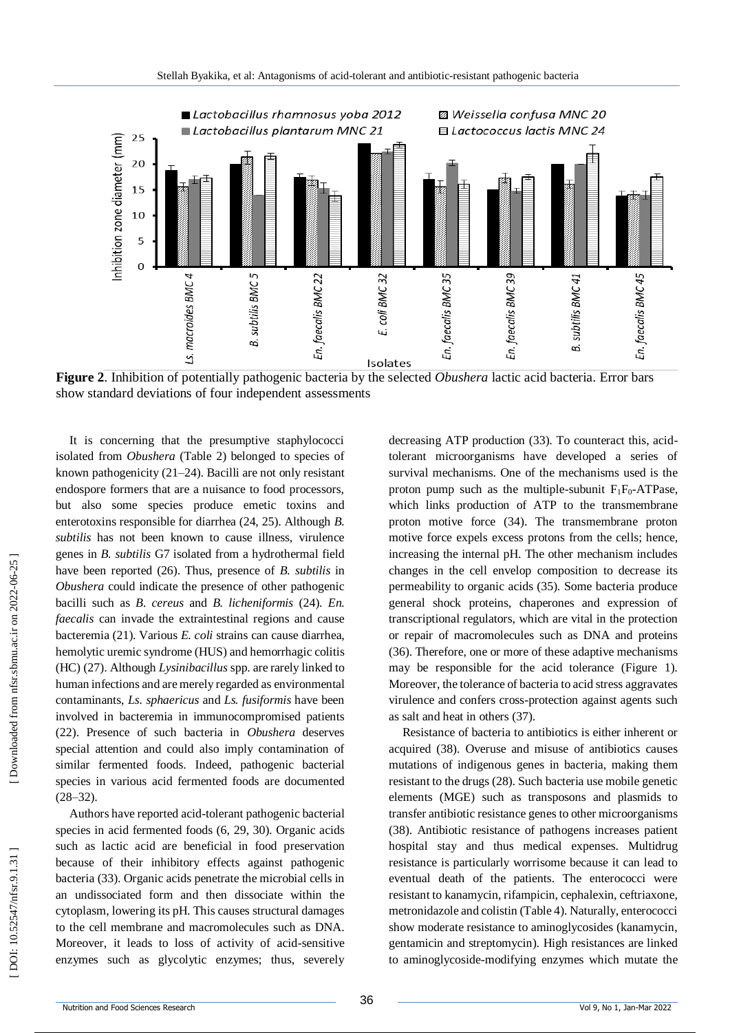**Figure 2**. Inhibition of potentially pathogenic bacteria by the selected *Obushera* lactic acid bacteria. Error bars show standard deviations of four independent assessments

It is concerning that the presumptive staphylococci isolated from *Obushera* (Table 2) belonged to species of known pathogenicity (21–24). Bacilli are not only resistant endospore formers that are a nuisance to food processors, but also some species produce emetic toxins and enterotoxins responsible for diarrhea (24, 25). Although *B. subtilis* has not been known to cause illness, virulence genes in *B. subtilis* G7 isolated from a hydrothermal field have been reported (26). Thus, presence of *B. subtilis* in *Obushera* could indicate the presence of other pathogenic bacilli such as *B. cereus* and *B. licheniformis* (24). *En. faecalis* can invade the extraintestinal regions and cause bacteremia (21). Various *E. coli* strains can cause diarrhea, hemolytic uremic syndrome (HUS) and hemorrhagic colitis (HC) (27). Although *Lysinibacillus* spp. are rarely linked to human infections and are merely regarded as environmental contaminants, *Ls. sphaericus* and *Ls. fusiformis* have been involved in bacteremia in immunocompromised patients (22). Presence of such bacteria in *Obushera* deserves special attention and could also imply contamination of similar fermented foods. Indeed, pathogenic bacterial species in various acid fermented foods are documented (28–32).

Authors have reported acid-tolerant pathogenic bacterial species in acid fermented foods (6, 29, 30). Organic acids such as lactic acid are beneficial in food preservation because of their inhibitory effects against pathogenic bacteria (33). Organic acids penetrate the microbial cells in an undissociated form and then dissociate within the cytoplasm, lowering its pH. This causes structural damages to the cell membrane and macromolecules such as DNA. Moreover, it leads to loss of activity of acid-sensitive enzymes such as glycolytic enzymes; thus, severely decreasing ATP production (33). To counteract this, acid-tolerant microorganisms have developed a series of survival mechanisms. One of the mechanisms used is the proton pump such as the multiple-subunit $F_1F_0$-ATPase, which links production of ATP to the transmembrane proton motive force (34). The transmembrane proton motive force expels excess protons from the cells; hence, increasing the internal pH. The other mechanism includes changes in the cell envelop composition to decrease its permeability to organic acids (35). Some bacteria produce general shock proteins, chaperones and expression of transcriptional regulators, which are vital in the protection or repair of macromolecules such as DNA and proteins (36). Therefore, one or more of these adaptive mechanisms may be responsible for the acid tolerance (Figure 1). Moreover, the tolerance of bacteria to acid stress aggravates virulence and confers cross-protection against agents such as salt and heat in others (37).

Resistance of bacteria to antibiotics is either inherent or acquired (38). Overuse and misuse of antibiotics causes mutations of indigenous genes in bacteria, making them resistant to the drugs (28). Such bacteria use mobile genetic elements (MGE) such as transposons and plasmids to transfer antibiotic resistance genes to other microorganisms (38). Antibiotic resistance of pathogens increases patient hospital stay and thus medical expenses. Multidrug resistance is particularly worrisome because it can lead to eventual death of the patients. The enterococci were resistant to kanamycin, rifampicin, cephalexin, ceftriaxone, metronidazole and colistin (Table 4). Naturally, enterococci show moderate resistance to aminoglycosides (kanamycin, gentamicin and streptomycin). High resistances are linked to aminoglycoside-modifying enzymes which mutate the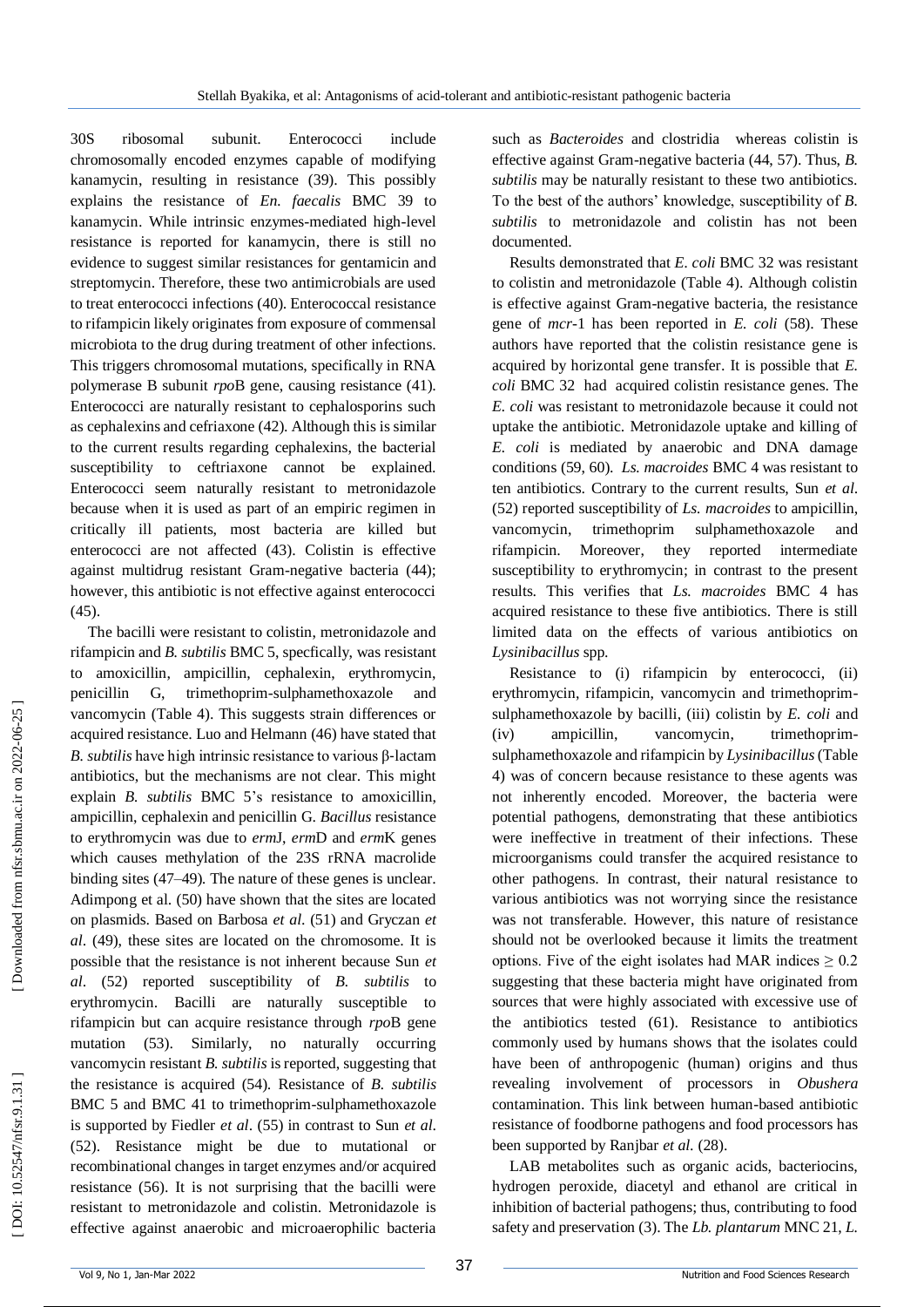30S ribosomal subunit. Enterococci include chromosomally encoded enzymes capable of modifying kanamycin, resulting in resistance (39). This possibly explains the resistance of *En. faecalis* BMC 39 to kanamycin. While intrinsic enzymes-mediated high-level resistance is reported for kanamycin, there is still no evidence to suggest similar resistances for gentamicin and streptomycin. Therefore, these two antimicrobials are used to treat enterococci infections (40). Enterococcal resistance to rifampicin likely originates from exposure of commensal microbiota to the drug during treatment of other infections. This triggers chromosomal mutations, specifically in RNA polymerase B subunit *rpo*B gene, causing resistance (41). Enterococci are naturally resistant to cephalosporins such as cephalexins and cefriaxone (42). Although this is similar to the current results regarding cephalexins, the bacterial susceptibility to ceftriaxone cannot be explained. Enterococci seem naturally resistant to metronidazole because when it is used as part of an empiric regimen in critically ill patients, most bacteria are killed but enterococci are not affected (43). Colistin is effective against multidrug resistant Gram-negative bacteria (44); however, this antibiotic is not effective against enterococci (45).

The bacilli were resistant to colistin, metronidazole and rifampicin and *B. subtilis* BMC 5, specfically, was resistant to amoxicillin, ampicillin, cephalexin, erythromycin, penicillin G, trimethoprim-sulphamethoxazole and vancomycin (Table 4). This suggests strain differences or acquired resistance. Luo and Helmann (46) have stated that *B. subtilis* have high intrinsic resistance to various β-lactam antibiotics, but the mechanisms are not clear. This might explain *B. subtilis* BMC 5's resistance to amoxicillin, ampicillin, cephalexin and penicillin G. *Bacillus* resistance to erythromycin was due to *erm*J, *erm*D and *erm*K genes which causes methylation of the 23S rRNA macrolide binding sites (47–49). The nature of these genes is unclear. Adimpong et al. (50) have shown that the sites are located on plasmids. Based on Barbosa *et al.* (51) and Gryczan *et al.* (49), these sites are located on the chromosome. It is possible that the resistance is not inherent because Sun *et al.* (52) reported susceptibility of *B. subtilis* to erythromycin. Bacilli are naturally susceptible to rifampicin but can acquire resistance through *rpo*B gene mutation (53). Similarly, no naturally occurring vancomycin resistant *B. subtilis* is reported, suggesting that the resistance is acquired (54). Resistance of *B. subtilis* BMC 5 and BMC 41 to trimethoprim-sulphamethoxazole is supported by Fiedler *et al.* (55) in contrast to Sun *et al.* (52). Resistance might be due to mutational or recombinational changes in target enzymes and/or acquired resistance (56). It is not surprising that the bacilli were resistant to metronidazole and colistin. Metronidazole is effective against anaerobic and microaerophilic bacteria such as *Bacteroides* and clostridia whereas colistin is effective against Gram-negative bacteria (44, 57). Thus, *B. subtilis* may be naturally resistant to these two antibiotics. To the best of the authors' knowledge, susceptibility of *B. subtilis* to metronidazole and colistin has not been documented.

Results demonstrated that *E. coli* BMC 32 was resistant to colistin and metronidazole (Table 4). Although colistin is effective against Gram-negative bacteria, the resistance gene of *mcr*-1 has been reported in *E. coli* (58). These authors have reported that the colistin resistance gene is acquired by horizontal gene transfer. It is possible that *E. coli* BMC 32 had acquired colistin resistance genes. The *E. coli* was resistant to metronidazole because it could not uptake the antibiotic. Metronidazole uptake and killing of *E. coli* is mediated by anaerobic and DNA damage conditions (59, 60). *Ls. macroides* BMC 4 was resistant to ten antibiotics. Contrary to the current results, Sun *et al.* (52) reported susceptibility of *Ls. macroides* to ampicillin, vancomycin, trimethoprim sulphamethoxazole and rifampicin. Moreover, they reported intermediate susceptibility to erythromycin; in contrast to the present results. This verifies that *Ls. macroides* BMC 4 has acquired resistance to these five antibiotics. There is still limited data on the effects of various antibiotics on *Lysinibacillus* spp.

Resistance to (i) rifampicin by enterococci, (ii) erythromycin, rifampicin, vancomycin and trimethoprim-sulphamethoxazole by bacilli, (iii) colistin by *E. coli* and (iv) ampicillin, vancomycin, trimethoprim-sulphamethoxazole and rifampicin by *Lysinibacillus* (Table 4) was of concern because resistance to these agents was not inherently encoded. Moreover, the bacteria were potential pathogens, demonstrating that these antibiotics were ineffective in treatment of their infections. These microorganisms could transfer the acquired resistance to other pathogens. In contrast, their natural resistance to various antibiotics was not worrying since the resistance was not transferable. However, this nature of resistance should not be overlooked because it limits the treatment options. Five of the eight isolates had MAR indices $\geq 0.2$ suggesting that these bacteria might have originated from sources that were highly associated with excessive use of the antibiotics tested (61). Resistance to antibiotics commonly used by humans shows that the isolates could have been of anthropogenic (human) origins and thus revealing involvement of processors in *Obushera* contamination. This link between human-based antibiotic resistance of foodborne pathogens and food processors has been supported by Ranjbar *et al.* (28).

LAB metabolites such as organic acids, bacteriocins, hydrogen peroxide, diacetyl and ethanol are critical in inhibition of bacterial pathogens; thus, contributing to food safety and preservation (3). The *Lb. plantarum* MNC 21, *L.*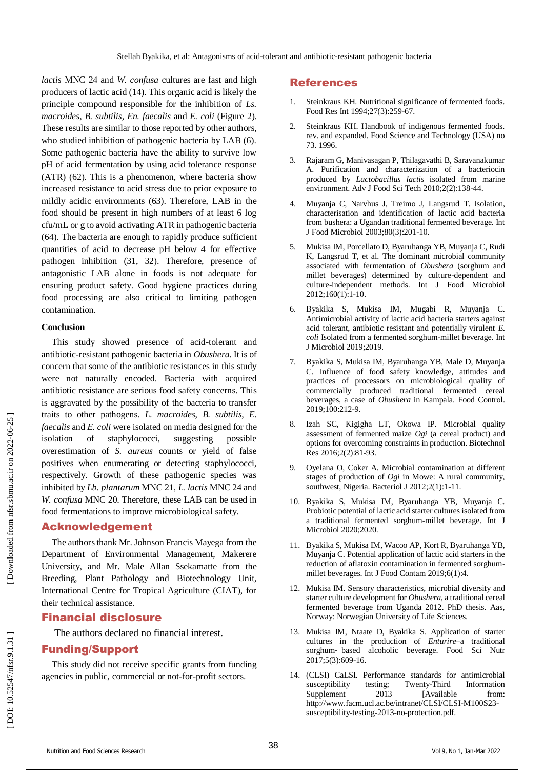*lactis* MNC 24 and *W. confusa* cultures are fast and high producers of lactic acid (14). This organic acid is likely the principle compound responsible for the inhibition of *Ls. macroides*, *B. subtilis, En. faecalis* and *E. coli* (Figure 2). These results are similar to those reported by other authors, who studied inhibition of pathogenic bacteria by LAB (6). Some pathogenic bacteria have the ability to survive low pH of acid fermentation by using acid tolerance response (ATR) (62). This is a phenomenon, where bacteria show increased resistance to acid stress due to prior exposure to mildly acidic environments (63). Therefore, LAB in the food should be present in high numbers of at least 6 log cfu/mL or g to avoid activating ATR in pathogenic bacteria (64). The bacteria are enough to rapidly produce sufficient quantities of acid to decrease pH below 4 for effective pathogen inhibition (31, 32). Therefore, presence of antagonistic LAB alone in foods is not adequate for ensuring product safety. Good hygiene practices during food processing are also critical to limiting pathogen contamination.

**Conclusion**

This study showed presence of acid-tolerant and antibiotic-resistant pathogenic bacteria in *Obushera.* It is of concern that some of the antibiotic resistances in this study were not naturally encoded. Bacteria with acquired antibiotic resistance are serious food safety concerns. This is aggravated by the possibility of the bacteria to transfer traits to other pathogens. *L. macroides*, *B. subtilis*, *E. faecalis* and *E. coli* were isolated on media designed for the isolation of staphylococci, suggesting possible overestimation of *S. aureus* counts or yield of false positives when enumerating or detecting staphylococci, respectively. Growth of these pathogenic species was inhibited by *Lb. plantarum* MNC 21, *L. lactis* MNC 24 and *W. confusa* MNC 20. Therefore, these LAB can be used in food fermentations to improve microbiological safety.

## Acknowledgement

The authors thank Mr. Johnson Francis Mayega from the Department of Environmental Management, Makerere University, and Mr. Male Allan Ssekamatte from the Breeding, Plant Pathology and Biotechnology Unit, International Centre for Tropical Agriculture (CIAT), for their technical assistance.

## Financial disclosure

The authors declared no financial interest.

## Funding/Support

This study did not receive specific grants from funding agencies in public, commercial or not-for-profit sectors.

## References

1. Steinkraus KH. Nutritional significance of fermented foods. Food Res Int 1994;27(3):259-67.
2. Steinkraus KH. Handbook of indigenous fermented foods. rev. and expanded. Food Science and Technology (USA) no 73. 1996.
3. Rajaram G, Manivasagan P, Thilagavathi B, Saravanakumar A. Purification and characterization of a bacteriocin produced by *Lactobacillus lactis* isolated from marine environment. Adv J Food Sci Tech 2010;2(2):138-44.
4. Muyanja C, Narvhus J, Treimo J, Langsrud T. Isolation, characterisation and identification of lactic acid bacteria from bushera: a Ugandan traditional fermented beverage. Int J Food Microbiol 2003;80(3):201-10.
5. Mukisa IM, Porcellato D, Byaruhanga YB, Muyanja C, Rudi K, Langsrud T, et al. The dominant microbial community associated with fermentation of *Obushera* (sorghum and millet beverages) determined by culture-dependent and culture-independent methods. Int J Food Microbiol 2012;160(1):1-10.
6. Byakika S, Mukisa IM, Mugabi R, Muyanja C. Antimicrobial activity of lactic acid bacteria starters against acid tolerant, antibiotic resistant and potentially virulent *E. coli* Isolated from a fermented sorghum-millet beverage. Int J Microbiol 2019;2019.
7. Byakika S, Mukisa IM, Byaruhanga YB, Male D, Muyanja C. Influence of food safety knowledge, attitudes and practices of processors on microbiological quality of commercially produced traditional fermented cereal beverages, a case of *Obushera* in Kampala. Food Control. 2019;100:212-9.
8. Izah SC, Kigigha LT, Okowa IP. Microbial quality assessment of fermented maize *Ogi* (a cereal product) and options for overcoming constraints in production. Biotechnol Res 2016;2(2):81-93.
9. Oyelana O, Coker A. Microbial contamination at different stages of production of *Ogi* in Mowe: A rural community, southwest, Nigeria. Bacteriol J 2012;2(1):1-11.
10. Byakika S, Mukisa IM, Byaruhanga YB, Muyanja C. Probiotic potential of lactic acid starter cultures isolated from a traditional fermented sorghum-millet beverage. Int J Microbiol 2020;2020.
11. Byakika S, Mukisa IM, Wacoo AP, Kort R, Byaruhanga YB, Muyanja C. Potential application of lactic acid starters in the reduction of aflatoxin contamination in fermented sorghum-millet beverages. Int J Food Contam 2019;6(1):4.
12. Mukisa IM. Sensory characteristics, microbial diversity and starter culture development for *Obushera*, a traditional cereal fermented beverage from Uganda 2012. PhD thesis. Aas, Norway: Norwegian University of Life Sciences.
13. Mukisa IM, Ntaate D, Byakika S. Application of starter cultures in the production of *Enturire*–a traditional sorghum- based alcoholic beverage. Food Sci Nutr 2017;5(3):609-16.
14. (CLSI) CaLSI. Performance standards for antimicrobial susceptibility testing; Twenty-Third Information Supplement 2013 [Available from: http://www.facm.ucl.ac.be/intranet/CLSI/CLSI-M100S23-susceptibility-testing-2013-no-protection.pdf.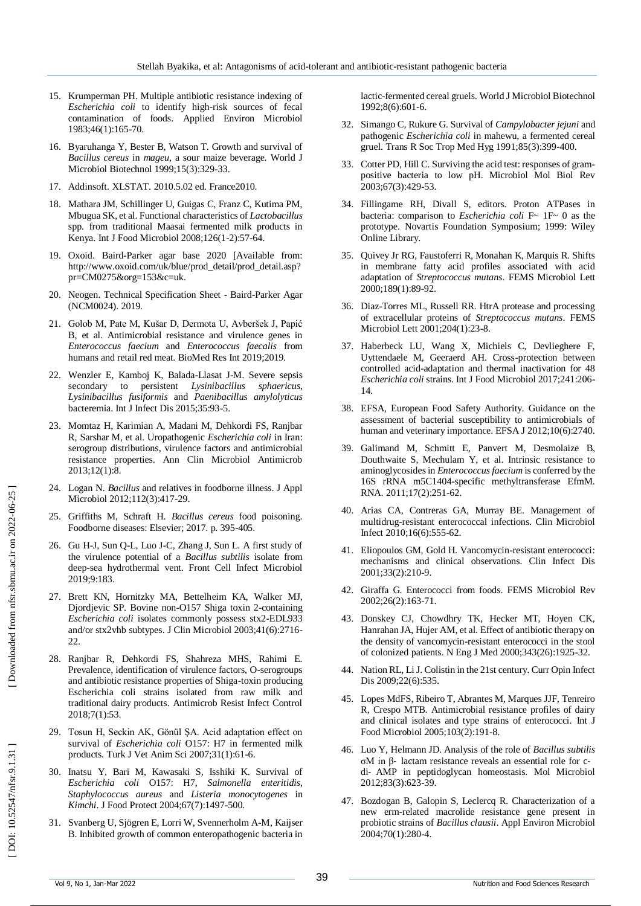15. Krumperman PH. Multiple antibiotic resistance indexing of *Escherichia coli* to identify high-risk sources of fecal contamination of foods. Applied Environ Microbiol 1983;46(1):165-70.

16. Byaruhanga Y, Bester B, Watson T. Growth and survival of *Bacillus cereus* in *mageu*, a sour maize beverage. World J Microbiol Biotechnol 1999;15(3):329-33.

17. Addinsoft. XLSTAT. 2010.5.02 ed. France2010.

18. Mathara JM, Schillinger U, Guigas C, Franz C, Kutima PM, Mbugua SK, et al. Functional characteristics of *Lactobacillus* spp. from traditional Maasai fermented milk products in Kenya. Int J Food Microbiol 2008;126(1-2):57-64.

19. Oxoid. Baird-Parker agar base 2020 [Available from: http://www.oxoid.com/uk/blue/prod_detail/prod_detail.asp?pr=CM0275&org=153&c=uk.

20. Neogen. Technical Specification Sheet - Baird-Parker Agar (NCM0024). 2019.

21. Golob M, Pate M, Kušar D, Dermota U, Avberšek J, Papić B, et al. Antimicrobial resistance and virulence genes in *Enterococcus faecium* and *Enterococcus faecalis* from humans and retail red meat. BioMed Res Int 2019;2019.

22. Wenzler E, Kamboj K, Balada-Llasat J-M. Severe sepsis secondary to persistent *Lysinibacillus sphaericus*, *Lysinibacillus fusiformis* and *Paenibacillus amylolyticus* bacteremia. Int J Infect Dis 2015;35:93-5.

23. Momtaz H, Karimian A, Madani M, Dehkordi FS, Ranjbar R, Sarshar M, et al. Uropathogenic *Escherichia coli* in Iran: serogroup distributions, virulence factors and antimicrobial resistance properties. Ann Clin Microbiol Antimicrob 2013;12(1):8.

24. Logan N. *Bacillus* and relatives in foodborne illness. J Appl Microbiol 2012;112(3):417-29.

25. Griffiths M, Schraft H. *Bacillus cereus* food poisoning. Foodborne diseases: Elsevier; 2017. p. 395-405.

26. Gu H-J, Sun Q-L, Luo J-C, Zhang J, Sun L. A first study of the virulence potential of a *Bacillus subtilis* isolate from deep-sea hydrothermal vent. Front Cell Infect Microbiol 2019;9:183.

27. Brett KN, Hornitzky MA, Bettelheim KA, Walker MJ, Djordjevic SP. Bovine non-O157 Shiga toxin 2-containing *Escherichia coli* isolates commonly possess stx2-EDL933 and/or stx2vhb subtypes. J Clin Microbiol 2003;41(6):2716-22.

28. Ranjbar R, Dehkordi FS, Shahreza MHS, Rahimi E. Prevalence, identification of virulence factors, O-serogroups and antibiotic resistance properties of Shiga-toxin producing Escherichia coli strains isolated from raw milk and traditional dairy products. Antimicrob Resist Infect Control 2018;7(1):53.

29. Tosun H, Seckin AK, Gönül ŞA. Acid adaptation effect on survival of *Escherichia coli* O157: H7 in fermented milk products. Turk J Vet Anim Sci 2007;31(1):61-6.

30. Inatsu Y, Bari M, Kawasaki S, Isshiki K. Survival of *Escherichia coli* O157: H7, *Salmonella enteritidis*, *Staphylococcus aureus* and *Listeria monocytogenes* in *Kimchi*. J Food Protect 2004;67(7):1497-500.

31. Svanberg U, Sjögren E, Lorri W, Svennerholm A-M, Kaijser B. Inhibited growth of common enteropathogenic bacteria in lactic-fermented cereal gruels. World J Microbiol Biotechnol 1992;8(6):601-6.

32. Simango C, Rukure G. Survival of *Campylobacter jejuni* and pathogenic *Escherichia coli* in mahewu, a fermented cereal gruel. Trans R Soc Trop Med Hyg 1991;85(3):399-400.

33. Cotter PD, Hill C. Surviving the acid test: responses of gram-positive bacteria to low pH. Microbiol Mol Biol Rev 2003;67(3):429-53.

34. Fillingame RH, Divall S, editors. Proton ATPases in bacteria: comparison to *Escherichia coli* F~ 1F~ 0 as the prototype. Novartis Foundation Symposium; 1999: Wiley Online Library.

35. Quivey Jr RG, Faustoferri R, Monahan K, Marquis R. Shifts in membrane fatty acid profiles associated with acid adaptation of *Streptococcus mutans*. FEMS Microbiol Lett 2000;189(1):89-92.

36. Diaz-Torres ML, Russell RR. HtrA protease and processing of extracellular proteins of *Streptococcus mutans*. FEMS Microbiol Lett 2001;204(1):23-8.

37. Haberbeck LU, Wang X, Michiels C, Devlieghere F, Uyttendaele M, Geeraerd AH. Cross-protection between controlled acid-adaptation and thermal inactivation for 48 *Escherichia coli* strains. Int J Food Microbiol 2017;241:206-14.

38. EFSA, European Food Safety Authority. Guidance on the assessment of bacterial susceptibility to antimicrobials of human and veterinary importance. EFSA J 2012;10(6):2740.

39. Galimand M, Schmitt E, Panvert M, Desmolaize B, Douthwaite S, Mechulam Y, et al. Intrinsic resistance to aminoglycosides in *Enterococcus faecium* is conferred by the 16S rRNA m5C1404-specific methyltransferase EfmM. RNA. 2011;17(2):251-62.

40. Arias CA, Contreras GA, Murray BE. Management of multidrug-resistant enterococcal infections. Clin Microbiol Infect 2010;16(6):555-62.

41. Eliopoulos GM, Gold H. Vancomycin-resistant enterococci: mechanisms and clinical observations. Clin Infect Dis 2001;33(2):210-9.

42. Giraffa G. Enterococci from foods. FEMS Microbiol Rev 2002;26(2):163-71.

43. Donskey CJ, Chowdhry TK, Hecker MT, Hoyen CK, Hanrahan JA, Hujer AM, et al. Effect of antibiotic therapy on the density of vancomycin-resistant enterococci in the stool of colonized patients. N Eng J Med 2000;343(26):1925-32.

44. Nation RL, Li J. Colistin in the 21st century. Curr Opin Infect Dis 2009;22(6):535.

45. Lopes MdFS, Ribeiro T, Abrantes M, Marques JJF, Tenreiro R, Crespo MTB. Antimicrobial resistance profiles of dairy and clinical isolates and type strains of enterococci. Int J Food Microbiol 2005;103(2):191-8.

46. Luo Y, Helmann JD. Analysis of the role of *Bacillus subtilis* σM in β- lactam resistance reveals an essential role for c-di- AMP in peptidoglycan homeostasis. Mol Microbiol 2012;83(3):623-39.

47. Bozdogan B, Galopin S, Leclercq R. Characterization of a new erm-related macrolide resistance gene present in probiotic strains of *Bacillus clausii*. Appl Environ Microbiol 2004;70(1):280-4.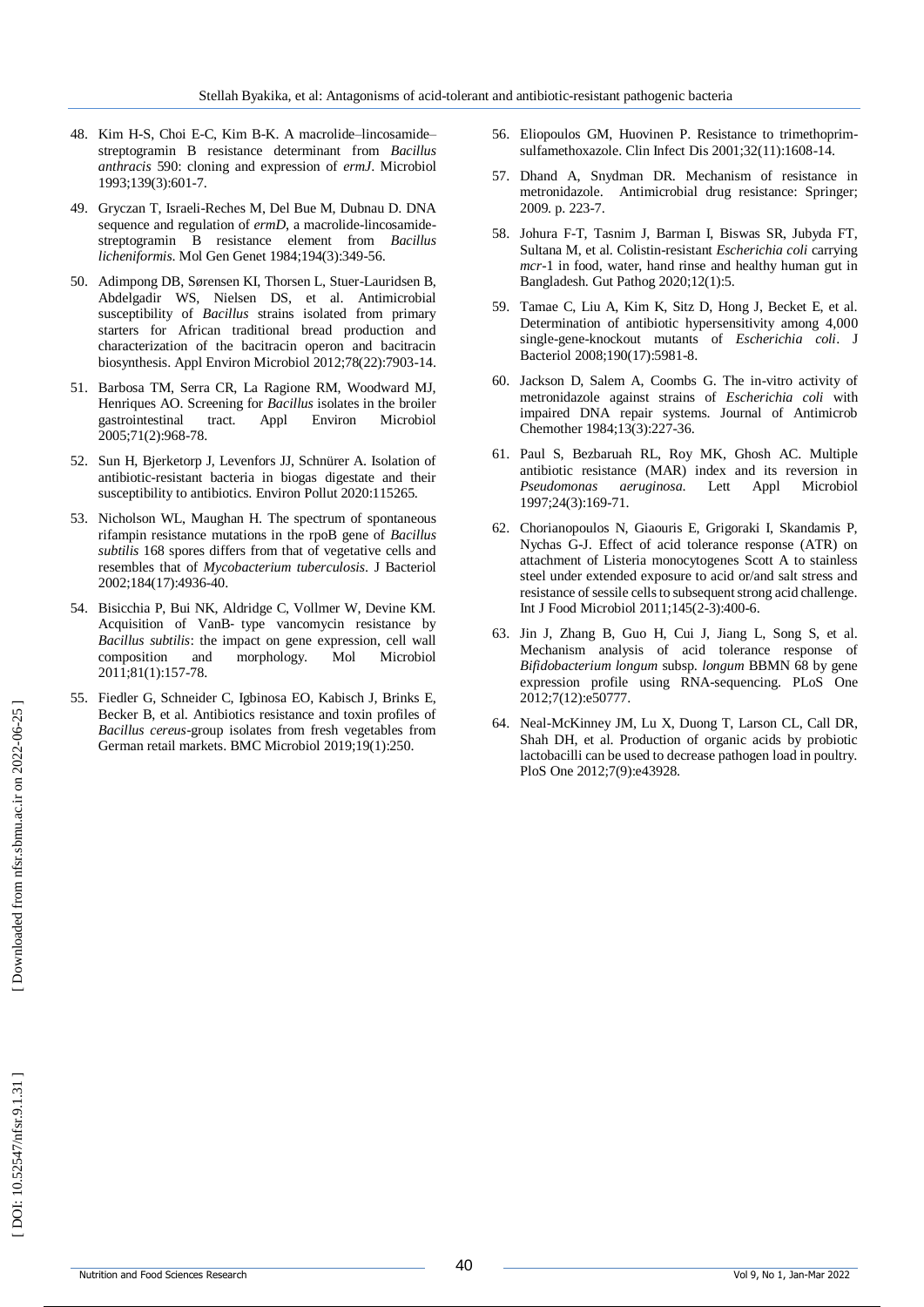48. Kim H-S, Choi E-C, Kim B-K. A macrolide–lincosamide–streptogramin B resistance determinant from *Bacillus anthracis* 590: cloning and expression of *ermJ*. Microbiol 1993;139(3):601-7.

49. Gryczan T, Israeli-Reches M, Del Bue M, Dubnau D. DNA sequence and regulation of *ermD*, a macrolide-lincosamide-streptogramin B resistance element from *Bacillus licheniformis*. Mol Gen Genet 1984;194(3):349-56.

50. Adimpong DB, Sørensen KI, Thorsen L, Stuer-Lauridsen B, Abdelgadir WS, Nielsen DS, et al. Antimicrobial susceptibility of *Bacillus* strains isolated from primary starters for African traditional bread production and characterization of the bacitracin operon and bacitracin biosynthesis. Appl Environ Microbiol 2012;78(22):7903-14.

51. Barbosa TM, Serra CR, La Ragione RM, Woodward MJ, Henriques AO. Screening for *Bacillus* isolates in the broiler gastrointestinal tract. Appl Environ Microbiol 2005;71(2):968-78.

52. Sun H, Bjerketorp J, Levenfors JJ, Schnürer A. Isolation of antibiotic-resistant bacteria in biogas digestate and their susceptibility to antibiotics. Environ Pollut 2020:115265.

53. Nicholson WL, Maughan H. The spectrum of spontaneous rifampin resistance mutations in the rpoB gene of *Bacillus subtilis* 168 spores differs from that of vegetative cells and resembles that of *Mycobacterium tuberculosis*. J Bacteriol 2002;184(17):4936-40.

54. Bisicchia P, Bui NK, Aldridge C, Vollmer W, Devine KM. Acquisition of VanB- type vancomycin resistance by *Bacillus subtilis*: the impact on gene expression, cell wall composition and morphology. Mol Microbiol 2011;81(1):157-78.

55. Fiedler G, Schneider C, Igbinosa EO, Kabisch J, Brinks E, Becker B, et al. Antibiotics resistance and toxin profiles of *Bacillus cereus*-group isolates from fresh vegetables from German retail markets. BMC Microbiol 2019;19(1):250.

56. Eliopoulos GM, Huovinen P. Resistance to trimethoprim-sulfamethoxazole. Clin Infect Dis 2001;32(11):1608-14.

57. Dhand A, Snydman DR. Mechanism of resistance in metronidazole. Antimicrobial drug resistance: Springer; 2009. p. 223-7.

58. Johura F-T, Tasnim J, Barman I, Biswas SR, Jubyda FT, Sultana M, et al. Colistin-resistant *Escherichia coli* carrying *mcr*-1 in food, water, hand rinse and healthy human gut in Bangladesh. Gut Pathog 2020;12(1):5.

59. Tamae C, Liu A, Kim K, Sitz D, Hong J, Becket E, et al. Determination of antibiotic hypersensitivity among 4,000 single-gene-knockout mutants of *Escherichia coli*. J Bacteriol 2008;190(17):5981-8.

60. Jackson D, Salem A, Coombs G. The in-vitro activity of metronidazole against strains of *Escherichia coli* with impaired DNA repair systems. Journal of Antimicrob Chemother 1984;13(3):227-36.

61. Paul S, Bezbaruah RL, Roy MK, Ghosh AC. Multiple antibiotic resistance (MAR) index and its reversion in *Pseudomonas aeruginosa*. Lett Appl Microbiol 1997;24(3):169-71.

62. Chorianopoulos N, Giaouris E, Grigoraki I, Skandamis P, Nychas G-J. Effect of acid tolerance response (ATR) on attachment of Listeria monocytogenes Scott A to stainless steel under extended exposure to acid or/and salt stress and resistance of sessile cells to subsequent strong acid challenge. Int J Food Microbiol 2011;145(2-3):400-6.

63. Jin J, Zhang B, Guo H, Cui J, Jiang L, Song S, et al. Mechanism analysis of acid tolerance response of *Bifidobacterium longum* subsp. *longum* BBMN 68 by gene expression profile using RNA-sequencing. PLoS One 2012;7(12):e50777.

64. Neal-McKinney JM, Lu X, Duong T, Larson CL, Call DR, Shah DH, et al. Production of organic acids by probiotic lactobacilli can be used to decrease pathogen load in poultry. PloS One 2012;7(9):e43928.